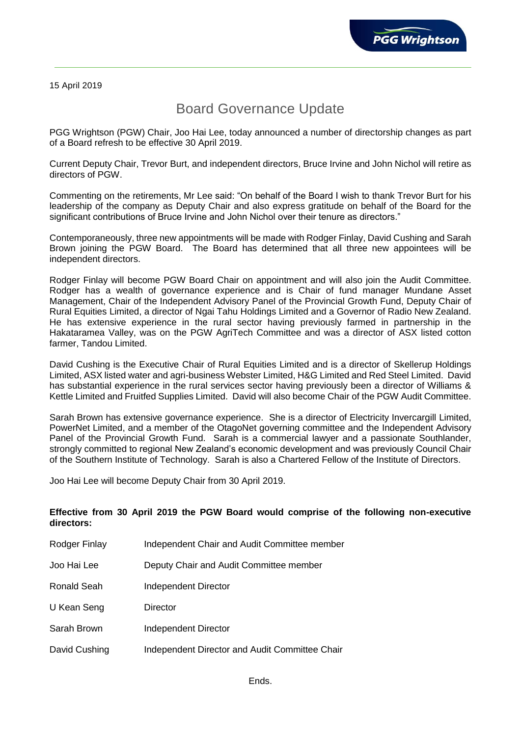15 April 2019

# Board Governance Update

PGG Wrightson (PGW) Chair, Joo Hai Lee, today announced a number of directorship changes as part of a Board refresh to be effective 30 April 2019.

Current Deputy Chair, Trevor Burt, and independent directors, Bruce Irvine and John Nichol will retire as directors of PGW.

Commenting on the retirements, Mr Lee said: "On behalf of the Board I wish to thank Trevor Burt for his leadership of the company as Deputy Chair and also express gratitude on behalf of the Board for the significant contributions of Bruce Irvine and John Nichol over their tenure as directors."

Contemporaneously, three new appointments will be made with Rodger Finlay, David Cushing and Sarah Brown joining the PGW Board. The Board has determined that all three new appointees will be independent directors.

Rodger Finlay will become PGW Board Chair on appointment and will also join the Audit Committee. Rodger has a wealth of governance experience and is Chair of fund manager Mundane Asset Management, Chair of the Independent Advisory Panel of the Provincial Growth Fund, Deputy Chair of Rural Equities Limited, a director of Ngai Tahu Holdings Limited and a Governor of Radio New Zealand. He has extensive experience in the rural sector having previously farmed in partnership in the Hakataramea Valley, was on the PGW AgriTech Committee and was a director of ASX listed cotton farmer, Tandou Limited.

David Cushing is the Executive Chair of Rural Equities Limited and is a director of Skellerup Holdings Limited, ASX listed water and agri-business Webster Limited, H&G Limited and Red Steel Limited. David has substantial experience in the rural services sector having previously been a director of Williams & Kettle Limited and Fruitfed Supplies Limited. David will also become Chair of the PGW Audit Committee.

Sarah Brown has extensive governance experience. She is a director of Electricity Invercargill Limited, PowerNet Limited, and a member of the OtagoNet governing committee and the Independent Advisory Panel of the Provincial Growth Fund. Sarah is a commercial lawyer and a passionate Southlander, strongly committed to regional New Zealand's economic development and was previously Council Chair of the Southern Institute of Technology. Sarah is also a Chartered Fellow of the Institute of Directors.

Joo Hai Lee will become Deputy Chair from 30 April 2019.

**Effective from 30 April 2019 the PGW Board would comprise of the following non-executive directors:**

| | |
|---|---|
| Rodger Finlay | Independent Chair and Audit Committee member |
| Joo Hai Lee | Deputy Chair and Audit Committee member |
| Ronald Seah | Independent Director |
| U Kean Seng | Director |
| Sarah Brown | Independent Director |
| David Cushing | Independent Director and Audit Committee Chair |

Ends.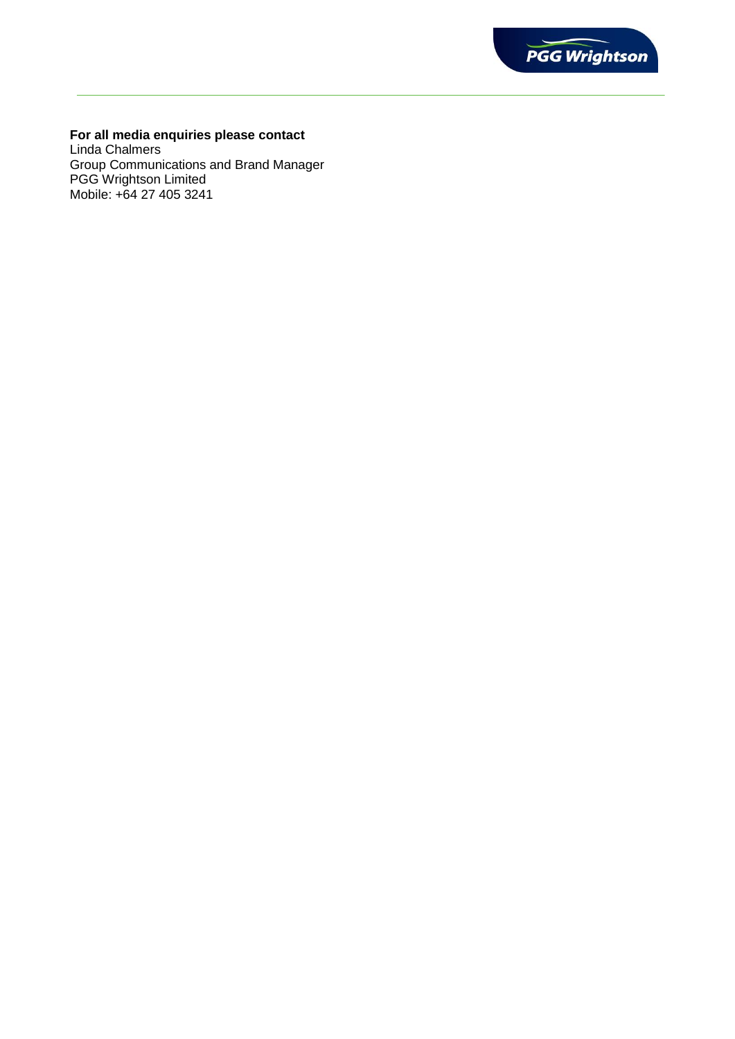**For all media enquiries please contact**
Linda Chalmers
Group Communications and Brand Manager
PGG Wrightson Limited
Mobile: +64 27 405 3241